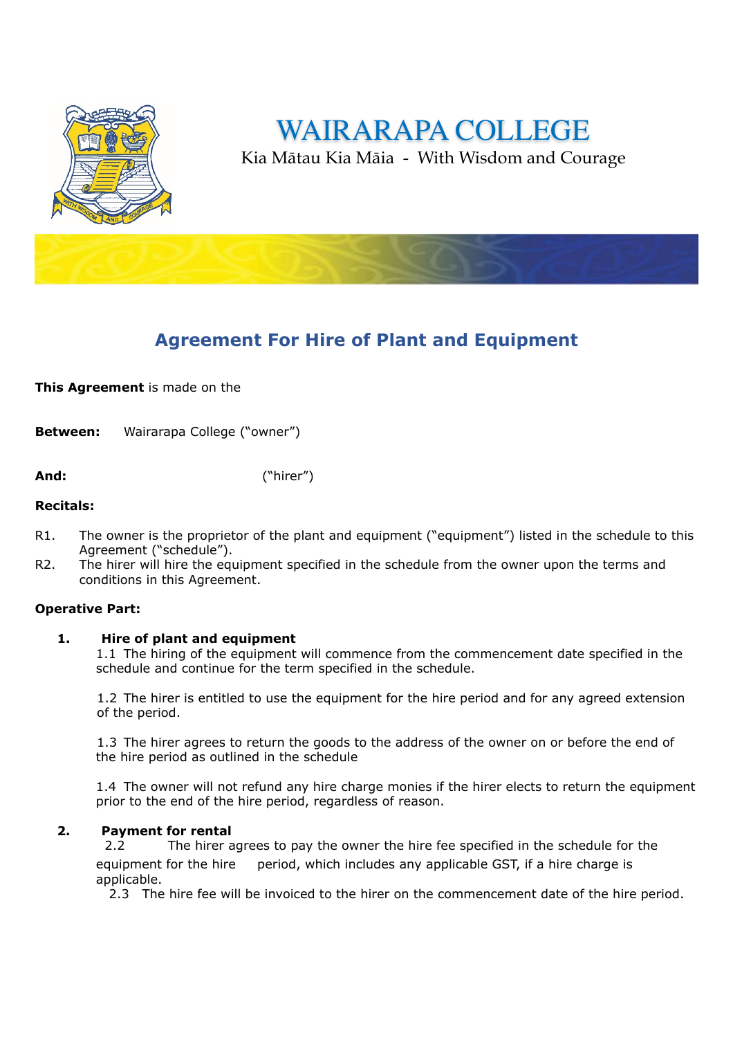# WAIRARAPA COLLEGE

Kia Mātau Kia Māia - With Wisdom and Courage

## Agreement For Hire of Plant and Equipment

**This Agreement** is made on the

**Between:** Wairarapa College ("owner")

**And:** ("hirer")

**Recitals:**

R1. The owner is the proprietor of the plant and equipment ("equipment") listed in the schedule to this Agreement ("schedule").

R2. The hirer will hire the equipment specified in the schedule from the owner upon the terms and conditions in this Agreement.

**Operative Part:**

**1. Hire of plant and equipment**

1.1 The hiring of the equipment will commence from the commencement date specified in the schedule and continue for the term specified in the schedule.

1.2 The hirer is entitled to use the equipment for the hire period and for any agreed extension of the period.

1.3 The hirer agrees to return the goods to the address of the owner on or before the end of the hire period as outlined in the schedule

1.4 The owner will not refund any hire charge monies if the hirer elects to return the equipment prior to the end of the hire period, regardless of reason.

**2. Payment for rental**

2.2 The hirer agrees to pay the owner the hire fee specified in the schedule for the equipment for the hire period, which includes any applicable GST, if a hire charge is applicable.

2.3 The hire fee will be invoiced to the hirer on the commencement date of the hire period.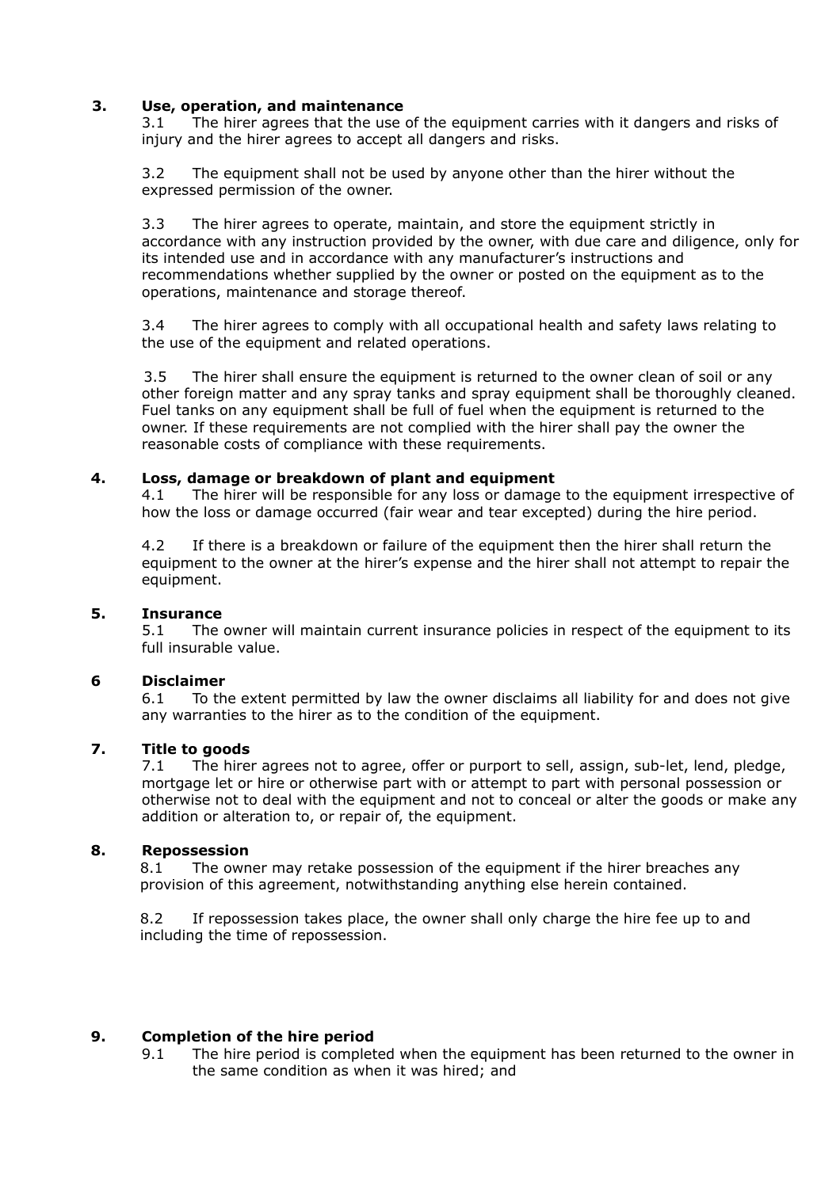## 3. Use, operation, and maintenance

3.1 The hirer agrees that the use of the equipment carries with it dangers and risks of injury and the hirer agrees to accept all dangers and risks.

3.2 The equipment shall not be used by anyone other than the hirer without the expressed permission of the owner.

3.3 The hirer agrees to operate, maintain, and store the equipment strictly in accordance with any instruction provided by the owner, with due care and diligence, only for its intended use and in accordance with any manufacturer's instructions and recommendations whether supplied by the owner or posted on the equipment as to the operations, maintenance and storage thereof.

3.4 The hirer agrees to comply with all occupational health and safety laws relating to the use of the equipment and related operations.

3.5 The hirer shall ensure the equipment is returned to the owner clean of soil or any other foreign matter and any spray tanks and spray equipment shall be thoroughly cleaned. Fuel tanks on any equipment shall be full of fuel when the equipment is returned to the owner. If these requirements are not complied with the hirer shall pay the owner the reasonable costs of compliance with these requirements.

## 4. Loss, damage or breakdown of plant and equipment

4.1 The hirer will be responsible for any loss or damage to the equipment irrespective of how the loss or damage occurred (fair wear and tear excepted) during the hire period.

4.2 If there is a breakdown or failure of the equipment then the hirer shall return the equipment to the owner at the hirer's expense and the hirer shall not attempt to repair the equipment.

## 5. Insurance

5.1 The owner will maintain current insurance policies in respect of the equipment to its full insurable value.

## 6 Disclaimer

6.1 To the extent permitted by law the owner disclaims all liability for and does not give any warranties to the hirer as to the condition of the equipment.

## 7. Title to goods

7.1 The hirer agrees not to agree, offer or purport to sell, assign, sub-let, lend, pledge, mortgage let or hire or otherwise part with or attempt to part with personal possession or otherwise not to deal with the equipment and not to conceal or alter the goods or make any addition or alteration to, or repair of, the equipment.

## 8. Repossession

8.1 The owner may retake possession of the equipment if the hirer breaches any provision of this agreement, notwithstanding anything else herein contained.

8.2 If repossession takes place, the owner shall only charge the hire fee up to and including the time of repossession.

## 9. Completion of the hire period

9.1 The hire period is completed when the equipment has been returned to the owner in the same condition as when it was hired; and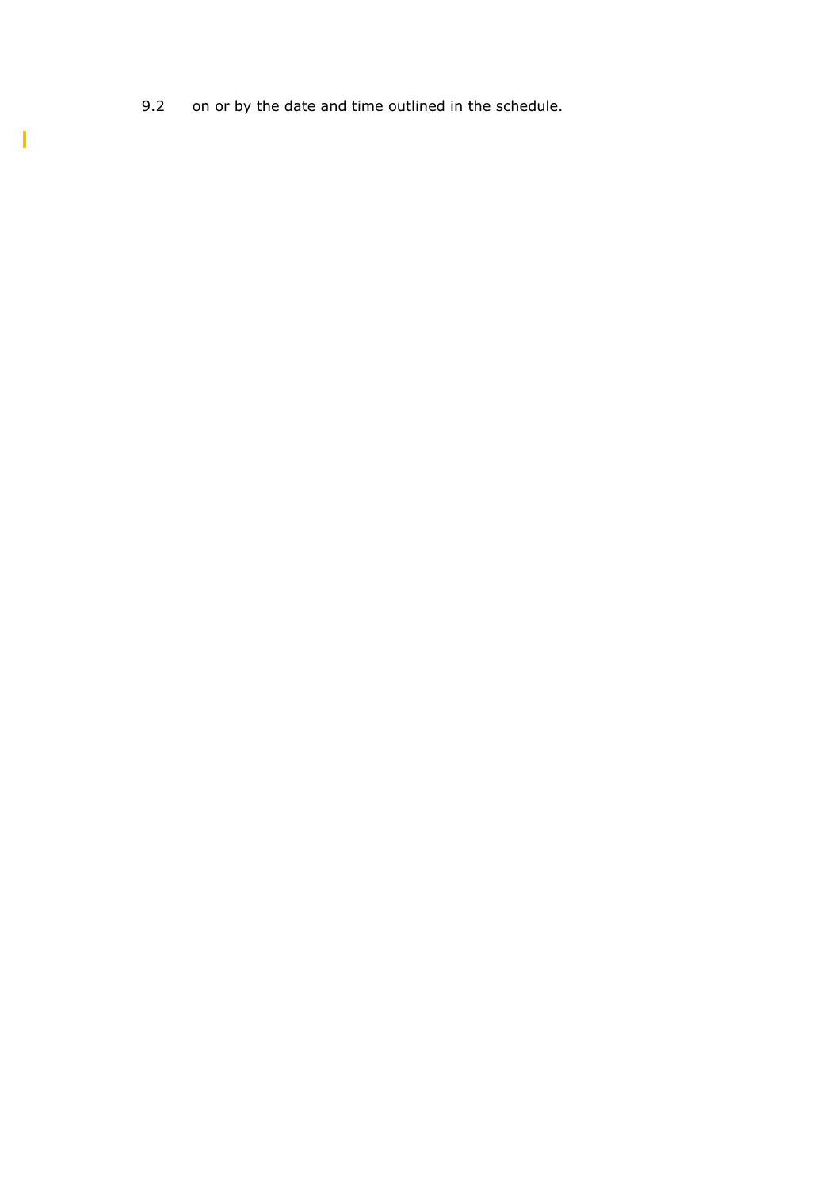9.2 on or by the date and time outlined in the schedule.